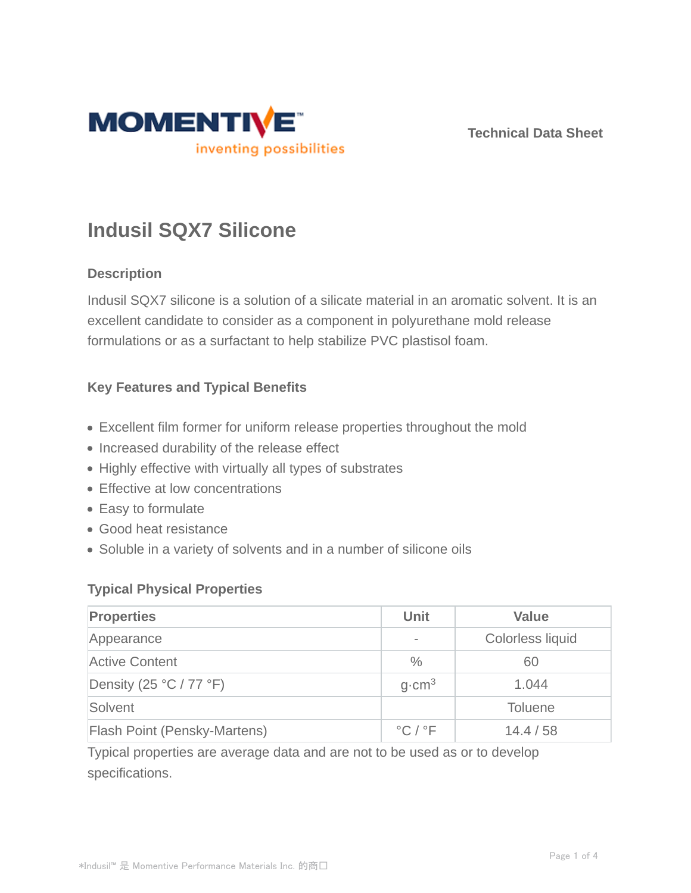MOMENTIVE™
inventing possibilities

Technical Data Sheet

# Indusil SQX7 Silicone

## Description

Indusil SQX7 silicone is a solution of a silicate material in an aromatic solvent. It is an excellent candidate to consider as a component in polyurethane mold release formulations or as a surfactant to help stabilize PVC plastisol foam.

## Key Features and Typical Benefits

- Excellent film former for uniform release properties throughout the mold
- Increased durability of the release effect
- Highly effective with virtually all types of substrates
- Effective at low concentrations
- Easy to formulate
- Good heat resistance
- Soluble in a variety of solvents and in a number of silicone oils

## Typical Physical Properties

| Properties | Unit | Value |
|---|---|---|
| Appearance | - | Colorless liquid |
| Active Content | % | 60 |
| Density (25 °C / 77 °F) | $g \cdot cm^3$ | 1.044 |
| Solvent | | Toluene |
| Flash Point (Pensky-Martens) | °C / °F | 14.4 / 58 |

Typical properties are average data and are not to be used as or to develop specifications.

*Indusil™ 是 Momentive Performance Materials Inc. 的商口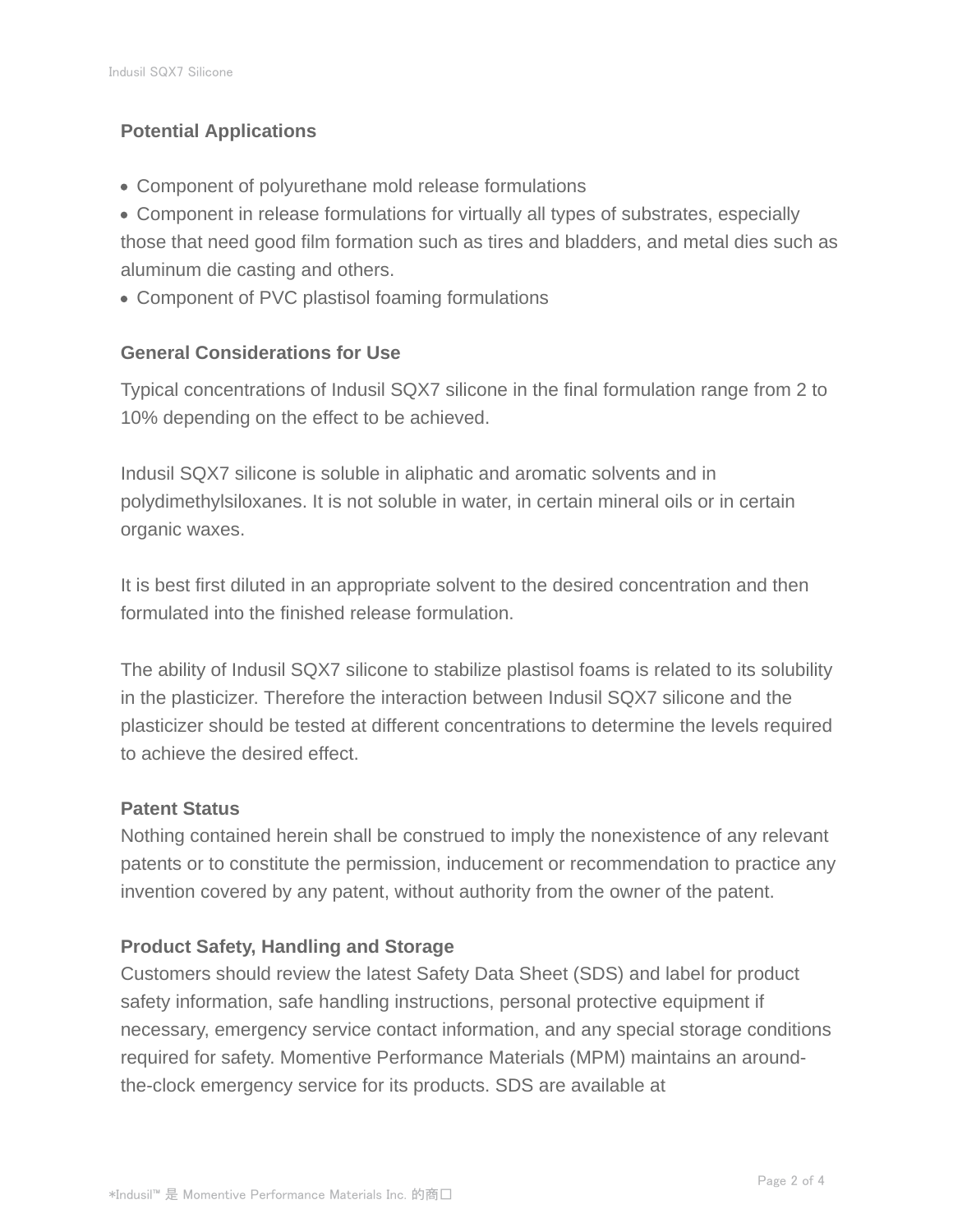## Potential Applications

- Component of polyurethane mold release formulations
- Component in release formulations for virtually all types of substrates, especially those that need good film formation such as tires and bladders, and metal dies such as aluminum die casting and others.
- Component of PVC plastisol foaming formulations

## General Considerations for Use

Typical concentrations of Indusil SQX7 silicone in the final formulation range from 2 to 10% depending on the effect to be achieved.

Indusil SQX7 silicone is soluble in aliphatic and aromatic solvents and in polydimethylsiloxanes. It is not soluble in water, in certain mineral oils or in certain organic waxes.

It is best first diluted in an appropriate solvent to the desired concentration and then formulated into the finished release formulation.

The ability of Indusil SQX7 silicone to stabilize plastisol foams is related to its solubility in the plasticizer. Therefore the interaction between Indusil SQX7 silicone and the plasticizer should be tested at different concentrations to determine the levels required to achieve the desired effect.

## Patent Status

Nothing contained herein shall be construed to imply the nonexistence of any relevant patents or to constitute the permission, inducement or recommendation to practice any invention covered by any patent, without authority from the owner of the patent.

## Product Safety, Handling and Storage

Customers should review the latest Safety Data Sheet (SDS) and label for product safety information, safe handling instructions, personal protective equipment if necessary, emergency service contact information, and any special storage conditions required for safety. Momentive Performance Materials (MPM) maintains an around-the-clock emergency service for its products. SDS are available at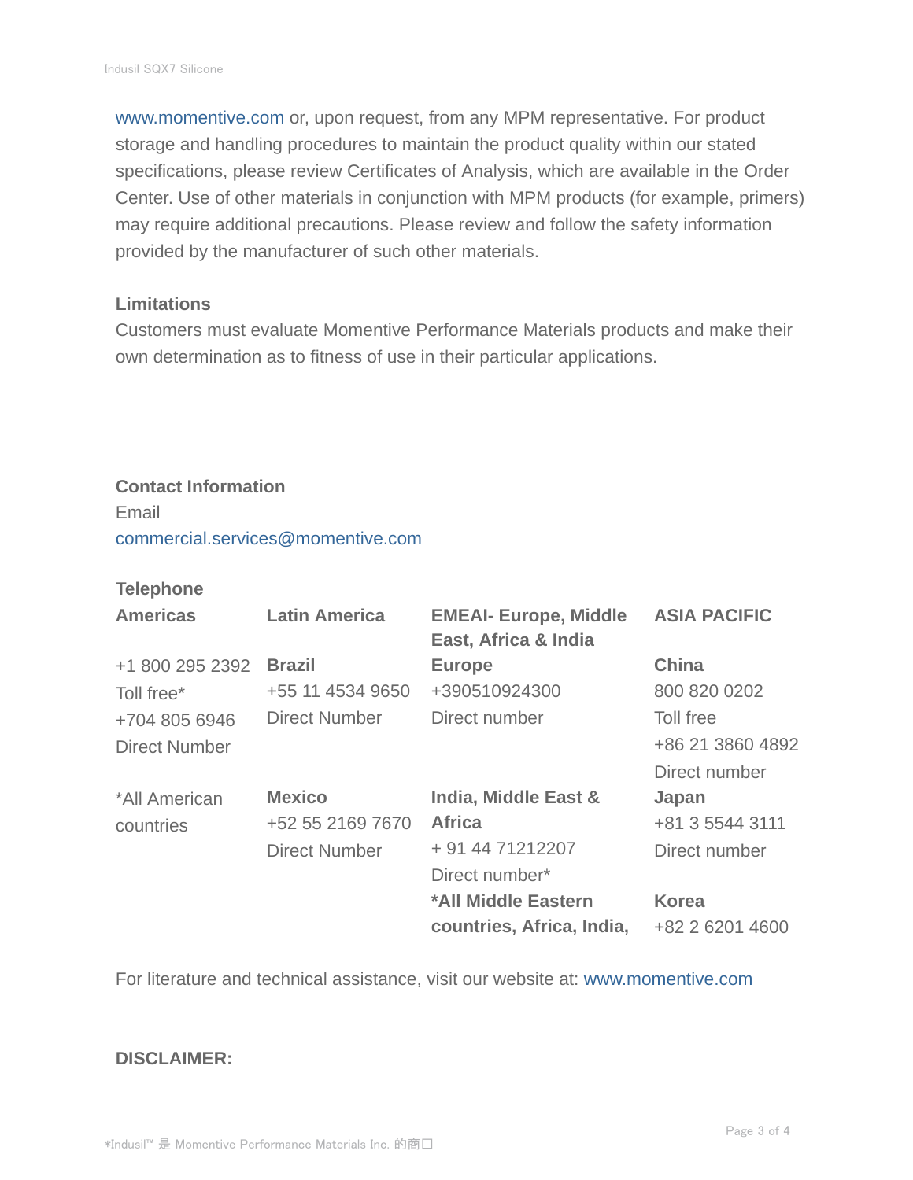www.momentive.com or, upon request, from any MPM representative. For product storage and handling procedures to maintain the product quality within our stated specifications, please review Certificates of Analysis, which are available in the Order Center. Use of other materials in conjunction with MPM products (for example, primers) may require additional precautions. Please review and follow the safety information provided by the manufacturer of such other materials.

**Limitations**

Customers must evaluate Momentive Performance Materials products and make their own determination as to fitness of use in their particular applications.

**Contact Information**

Email

commercial.services@momentive.com

**Telephone**

| Americas | Latin America | EMEAI- Europe, Middle East, Africa & India | ASIA PACIFIC |
|---|---|---|---|
| +1 800 295 2392<br>Toll free*<br>+704 805 6946<br>Direct Number | **Brazil**<br>+55 11 4534 9650<br>Direct Number | **Europe**<br>+390510924300<br>Direct number | **China**<br>800 820 0202<br>Toll free<br>+86 21 3860 4892<br>Direct number |
| *All American countries | **Mexico**<br>+52 55 2169 7670<br>Direct Number | **India, Middle East & Africa**<br>+ 91 44 71212207<br>Direct number* | **Japan**<br>+81 3 5544 3111<br>Direct number |
| | | ***All Middle Eastern countries, Africa, India,** | **Korea**<br>+82 2 6201 4600 |

For literature and technical assistance, visit our website at: www.momentive.com

**DISCLAIMER:**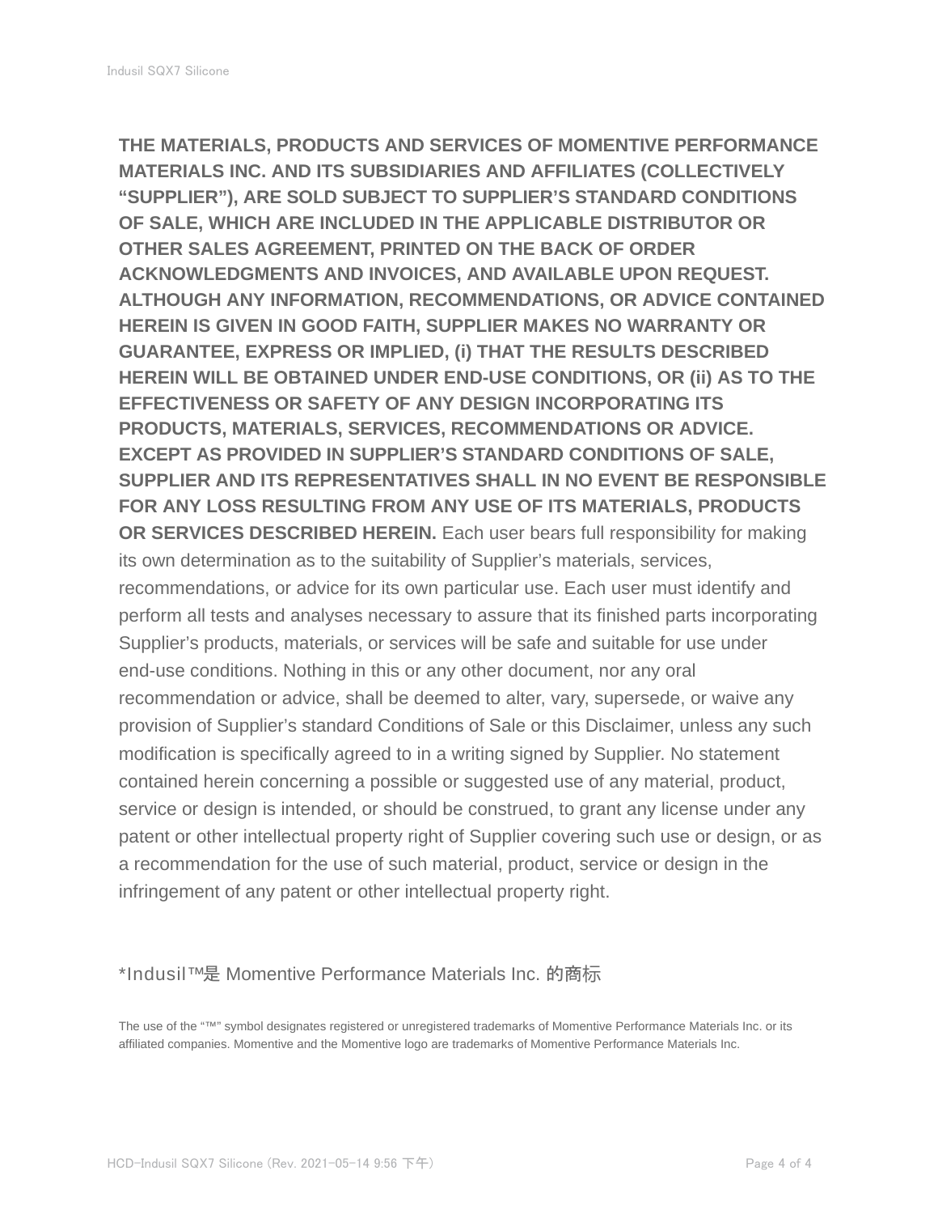**THE MATERIALS, PRODUCTS AND SERVICES OF MOMENTIVE PERFORMANCE MATERIALS INC. AND ITS SUBSIDIARIES AND AFFILIATES (COLLECTIVELY "SUPPLIER"), ARE SOLD SUBJECT TO SUPPLIER'S STANDARD CONDITIONS OF SALE, WHICH ARE INCLUDED IN THE APPLICABLE DISTRIBUTOR OR OTHER SALES AGREEMENT, PRINTED ON THE BACK OF ORDER ACKNOWLEDGMENTS AND INVOICES, AND AVAILABLE UPON REQUEST. ALTHOUGH ANY INFORMATION, RECOMMENDATIONS, OR ADVICE CONTAINED HEREIN IS GIVEN IN GOOD FAITH, SUPPLIER MAKES NO WARRANTY OR GUARANTEE, EXPRESS OR IMPLIED, (i) THAT THE RESULTS DESCRIBED HEREIN WILL BE OBTAINED UNDER END-USE CONDITIONS, OR (ii) AS TO THE EFFECTIVENESS OR SAFETY OF ANY DESIGN INCORPORATING ITS PRODUCTS, MATERIALS, SERVICES, RECOMMENDATIONS OR ADVICE. EXCEPT AS PROVIDED IN SUPPLIER'S STANDARD CONDITIONS OF SALE, SUPPLIER AND ITS REPRESENTATIVES SHALL IN NO EVENT BE RESPONSIBLE FOR ANY LOSS RESULTING FROM ANY USE OF ITS MATERIALS, PRODUCTS OR SERVICES DESCRIBED HEREIN.** Each user bears full responsibility for making its own determination as to the suitability of Supplier's materials, services, recommendations, or advice for its own particular use. Each user must identify and perform all tests and analyses necessary to assure that its finished parts incorporating Supplier's products, materials, or services will be safe and suitable for use under end-use conditions. Nothing in this or any other document, nor any oral recommendation or advice, shall be deemed to alter, vary, supersede, or waive any provision of Supplier's standard Conditions of Sale or this Disclaimer, unless any such modification is specifically agreed to in a writing signed by Supplier. No statement contained herein concerning a possible or suggested use of any material, product, service or design is intended, or should be construed, to grant any license under any patent or other intellectual property right of Supplier covering such use or design, or as a recommendation for the use of such material, product, service or design in the infringement of any patent or other intellectual property right.

*Indusil™是 Momentive Performance Materials Inc. 的商标

The use of the "™" symbol designates registered or unregistered trademarks of Momentive Performance Materials Inc. or its affiliated companies. Momentive and the Momentive logo are trademarks of Momentive Performance Materials Inc.